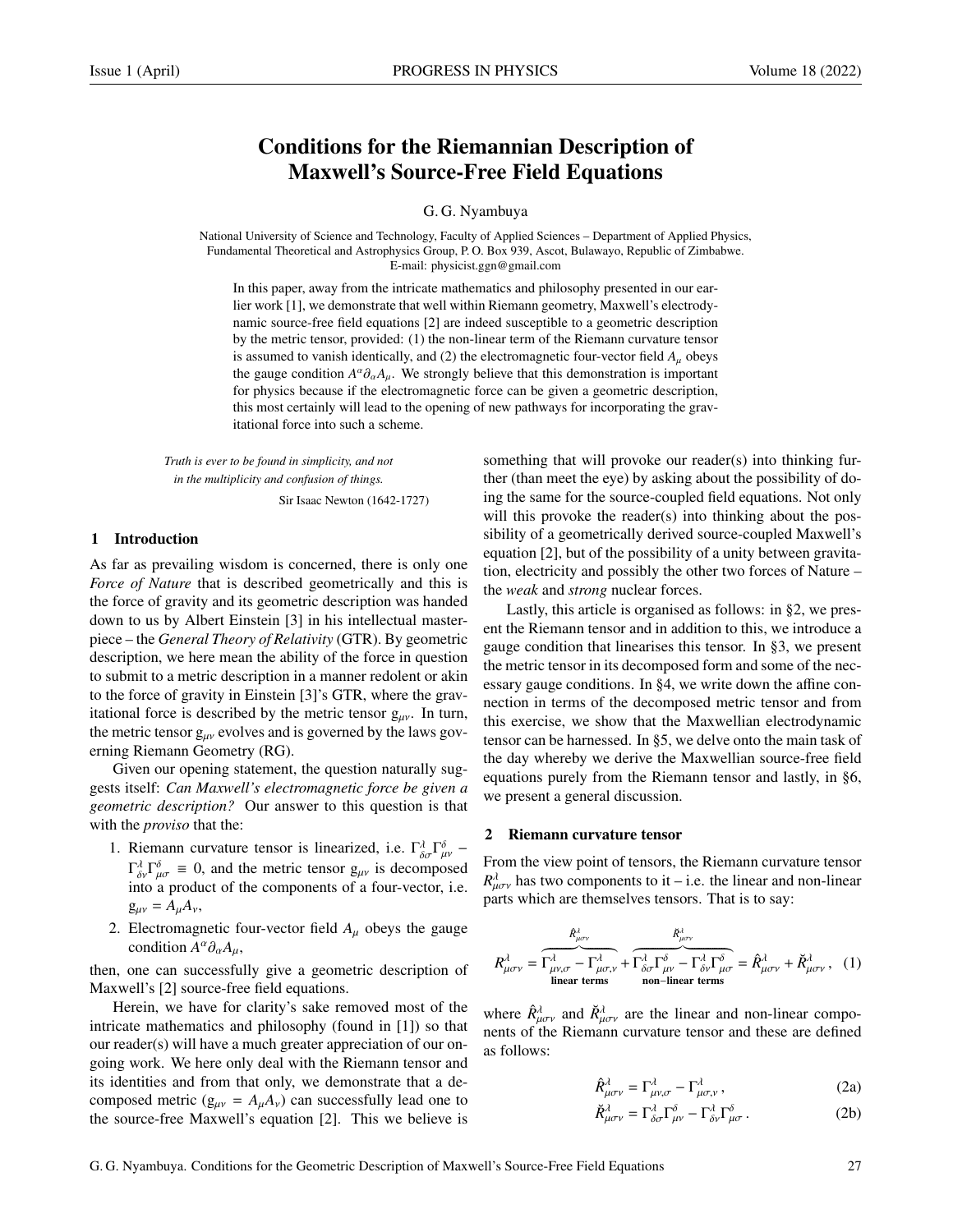# Conditions for the Riemannian Description of Maxwell's Source-Free Field Equations

G. G. Nyambuya

National University of Science and Technology, Faculty of Applied Sciences – Department of Applied Physics, Fundamental Theoretical and Astrophysics Group, P. O. Box 939, Ascot, Bulawayo, Republic of Zimbabwe.
E-mail: physicist.ggn@gmail.com

In this paper, away from the intricate mathematics and philosophy presented in our earlier work [1], we demonstrate that well within Riemann geometry, Maxwell's electrodynamic source-free field equations [2] are indeed susceptible to a geometric description by the metric tensor, provided: (1) the non-linear term of the Riemann curvature tensor is assumed to vanish identically, and (2) the electromagnetic four-vector field $A_\mu$ obeys the gauge condition $A^\alpha \partial_\alpha A_\mu$. We strongly believe that this demonstration is important for physics because if the electromagnetic force can be given a geometric description, this most certainly will lead to the opening of new pathways for incorporating the gravitational force into such a scheme.

*Truth is ever to be found in simplicity, and not in the multiplicity and confusion of things.*

Sir Isaac Newton (1642-1727)

## 1 Introduction

As far as prevailing wisdom is concerned, there is only one *Force of Nature* that is described geometrically and this is the force of gravity and its geometric description was handed down to us by Albert Einstein [3] in his intellectual masterpiece – the *General Theory of Relativity* (GTR). By geometric description, we here mean the ability of the force in question to submit to a metric description in a manner redolent or akin to the force of gravity in Einstein [3]'s GTR, where the gravitational force is described by the metric tensor $g_{\mu\nu}$. In turn, the metric tensor $g_{\mu\nu}$ evolves and is governed by the laws governing Riemann Geometry (RG).

Given our opening statement, the question naturally suggests itself: *Can Maxwell's electromagnetic force be given a geometric description?* Our answer to this question is that with the *proviso* that the:

1. Riemann curvature tensor is linearized, i.e. $\Gamma^\lambda_{\delta\sigma}\Gamma^\delta_{\mu\nu} - \Gamma^\lambda_{\delta\nu}\Gamma^\delta_{\mu\sigma} \equiv 0$, and the metric tensor $g_{\mu\nu}$ is decomposed into a product of the components of a four-vector, i.e. $g_{\mu\nu} = A_\mu A_\nu$,
2. Electromagnetic four-vector field $A_\mu$ obeys the gauge condition $A^\alpha \partial_\alpha A_\mu$,

then, one can successfully give a geometric description of Maxwell's [2] source-free field equations.

Herein, we have for clarity's sake removed most of the intricate mathematics and philosophy (found in [1]) so that our reader(s) will have a much greater appreciation of our ongoing work. We here only deal with the Riemann tensor and its identities and from that only, we demonstrate that a decomposed metric ($g_{\mu\nu} = A_\mu A_\nu$) can successfully lead one to the source-free Maxwell's equation [2]. This we believe is something that will provoke our reader(s) into thinking further (than meet the eye) by asking about the possibility of doing the same for the source-coupled field equations. Not only will this provoke the reader(s) into thinking about the possibility of a geometrically derived source-coupled Maxwell's equation [2], but of the possibility of a unity between gravitation, electricity and possibly the other two forces of Nature – the *weak* and *strong* nuclear forces.

Lastly, this article is organised as follows: in §2, we present the Riemann tensor and in addition to this, we introduce a gauge condition that linearises this tensor. In §3, we present the metric tensor in its decomposed form and some of the necessary gauge conditions. In §4, we write down the affine connection in terms of the decomposed metric tensor and from this exercise, we show that the Maxwellian electrodynamic tensor can be harnessed. In §5, we delve onto the main task of the day whereby we derive the Maxwellian source-free field equations purely from the Riemann tensor and lastly, in §6, we present a general discussion.

## 2 Riemann curvature tensor

From the view point of tensors, the Riemann curvature tensor $R^\lambda_{\mu\sigma\nu}$ has two components to it – i.e. the linear and non-linear parts which are themselves tensors. That is to say:

$$R^\lambda_{\mu\sigma\nu} = \overbrace{\underbrace{\Gamma^\lambda_{\mu\nu,\sigma} - \Gamma^\lambda_{\mu\sigma,\nu}}_{\textbf{linear terms}}}^{\hat{R}^\lambda_{\mu\sigma\nu}} + \overbrace{\underbrace{\Gamma^\lambda_{\delta\sigma}\Gamma^\delta_{\mu\nu} - \Gamma^\lambda_{\delta\nu}\Gamma^\delta_{\mu\sigma}}_{\textbf{non-linear terms}}}^{\check{R}^\lambda_{\mu\sigma\nu}} = \hat{R}^\lambda_{\mu\sigma\nu} + \check{R}^\lambda_{\mu\sigma\nu}\,, \quad (1)$$

where $\hat{R}^\lambda_{\mu\sigma\nu}$ and $\check{R}^\lambda_{\mu\sigma\nu}$ are the linear and non-linear components of the Riemann curvature tensor and these are defined as follows:

$$\hat{R}^\lambda_{\mu\sigma\nu} = \Gamma^\lambda_{\mu\nu,\sigma} - \Gamma^\lambda_{\mu\sigma,\nu}\,, \quad (2a)$$

$$\check{R}^\lambda_{\mu\sigma\nu} = \Gamma^\lambda_{\delta\sigma}\Gamma^\delta_{\mu\nu} - \Gamma^\lambda_{\delta\nu}\Gamma^\delta_{\mu\sigma}\,. \quad (2b)$$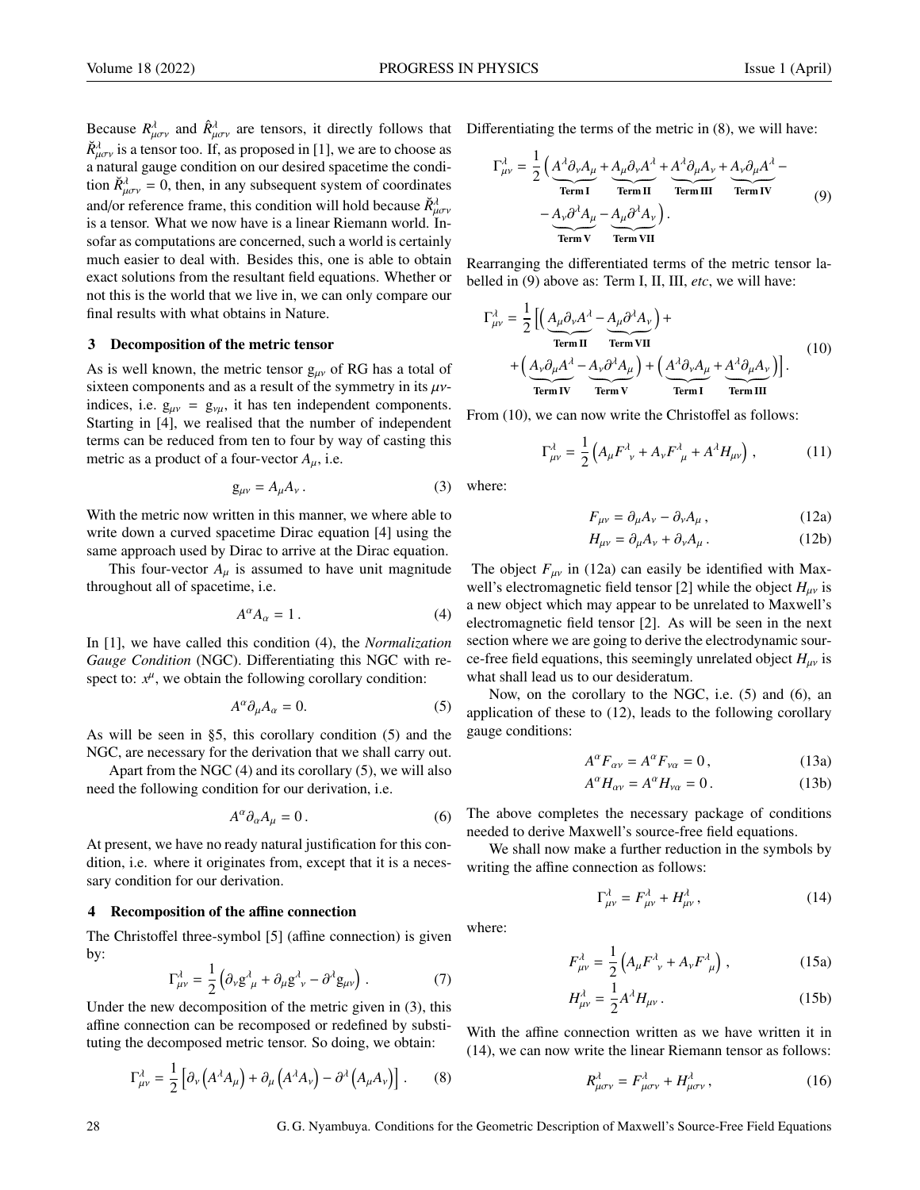Because $R^{\lambda}_{\mu\sigma\nu}$ and $\hat{R}^{\lambda}_{\mu\sigma\nu}$ are tensors, it directly follows that $\check{R}^{\lambda}_{\mu\sigma\nu}$ is a tensor too. If, as proposed in [1], we are to choose as a natural gauge condition on our desired spacetime the condition $\check{R}^{\lambda}_{\mu\sigma\nu} = 0$, then, in any subsequent system of coordinates and/or reference frame, this condition will hold because $\check{R}^{\lambda}_{\mu\sigma\nu}$ is a tensor. What we now have is a linear Riemann world. Insofar as computations are concerned, such a world is certainly much easier to deal with. Besides this, one is able to obtain exact solutions from the resultant field equations. Whether or not this is the world that we live in, we can only compare our final results with what obtains in Nature.

## 3 Decomposition of the metric tensor

As is well known, the metric tensor $g_{\mu\nu}$ of RG has a total of sixteen components and as a result of the symmetry in its $\mu\nu$-indices, i.e. $g_{\mu\nu} = g_{\nu\mu}$, it has ten independent components. Starting in [4], we realised that the number of independent terms can be reduced from ten to four by way of casting this metric as a product of a four-vector $A_\mu$, i.e.

$$g_{\mu\nu} = A_\mu A_\nu \,. \tag{3}$$

With the metric now written in this manner, we where able to write down a curved spacetime Dirac equation [4] using the same approach used by Dirac to arrive at the Dirac equation.

This four-vector $A_\mu$ is assumed to have unit magnitude throughout all of spacetime, i.e.

$$A^{\alpha} A_{\alpha} = 1 \,. \tag{4}$$

In [1], we have called this condition (4), the *Normalization Gauge Condition* (NGC). Differentiating this NGC with respect to: $x^\mu$, we obtain the following corollary condition:

$$A^{\alpha} \partial_\mu A_{\alpha} = 0. \tag{5}$$

As will be seen in §5, this corollary condition (5) and the NGC, are necessary for the derivation that we shall carry out.

Apart from the NGC (4) and its corollary (5), we will also need the following condition for our derivation, i.e.

$$A^{\alpha} \partial_\alpha A_\mu = 0 \,. \tag{6}$$

At present, we have no ready natural justification for this condition, i.e. where it originates from, except that it is a necessary condition for our derivation.

## 4 Recomposition of the affine connection

The Christoffel three-symbol [5] (affine connection) is given by:

$$\Gamma^{\lambda}_{\mu\nu} = \frac{1}{2}\left(\partial_\nu g^{\lambda}{}_{\mu} + \partial_\mu g^{\lambda}{}_{\nu} - \partial^{\lambda} g_{\mu\nu}\right). \tag{7}$$

Under the new decomposition of the metric given in (3), this affine connection can be recomposed or redefined by substituting the decomposed metric tensor. So doing, we obtain:

$$\Gamma^{\lambda}_{\mu\nu} = \frac{1}{2}\left[\partial_\nu\left(A^{\lambda} A_\mu\right) + \partial_\mu\left(A^{\lambda} A_\nu\right) - \partial^{\lambda}\left(A_\mu A_\nu\right)\right]. \tag{8}$$

Differentiating the terms of the metric in (8), we will have:

$$\begin{aligned}\Gamma^{\lambda}_{\mu\nu} = \frac{1}{2}\Big(&\underbrace{A^{\lambda}\partial_\nu A_\mu}_{\textbf{Term I}} + \underbrace{A_\mu \partial_\nu A^{\lambda}}_{\textbf{Term II}} + \underbrace{A^{\lambda}\partial_\mu A_\nu}_{\textbf{Term III}} + \underbrace{A_\nu \partial_\mu A^{\lambda}}_{\textbf{Term IV}} - \\ &- \underbrace{A_\nu \partial^{\lambda} A_\mu}_{\textbf{Term V}} - \underbrace{A_\mu \partial^{\lambda} A_\nu}_{\textbf{Term VII}}\Big).\end{aligned} \tag{9}$$

Rearranging the differentiated terms of the metric tensor labelled in (9) above as: Term I, II, III, *etc*, we will have:

$$\begin{aligned}\Gamma^{\lambda}_{\mu\nu} = \frac{1}{2}\Big[&\Big(\underbrace{A_\mu \partial_\nu A^{\lambda}}_{\textbf{Term II}} - \underbrace{A_\mu \partial^{\lambda} A_\nu}_{\textbf{Term VII}}\Big) + \\ &+ \Big(\underbrace{A_\nu \partial_\mu A^{\lambda}}_{\textbf{Term IV}} - \underbrace{A_\nu \partial^{\lambda} A_\mu}_{\textbf{Term V}}\Big) + \Big(\underbrace{A^{\lambda}\partial_\nu A_\mu}_{\textbf{Term I}} + \underbrace{A^{\lambda}\partial_\mu A_\nu}_{\textbf{Term III}}\Big)\Big].\end{aligned} \tag{10}$$

From (10), we can now write the Christoffel as follows:

$$\Gamma^{\lambda}_{\mu\nu} = \frac{1}{2}\left(A_\mu F^{\lambda}{}_{\nu} + A_\nu F^{\lambda}{}_{\mu} + A^{\lambda} H_{\mu\nu}\right), \tag{11}$$

where:

$$F_{\mu\nu} = \partial_\mu A_\nu - \partial_\nu A_\mu \,, \tag{12a}$$

$$H_{\mu\nu} = \partial_\mu A_\nu + \partial_\nu A_\mu \,. \tag{12b}$$

The object $F_{\mu\nu}$ in (12a) can easily be identified with Maxwell's electromagnetic field tensor [2] while the object $H_{\mu\nu}$ is a new object which may appear to be unrelated to Maxwell's electromagnetic field tensor [2]. As will be seen in the next section where we are going to derive the electrodynamic source-free field equations, this seemingly unrelated object $H_{\mu\nu}$ is what shall lead us to our desideratum.

Now, on the corollary to the NGC, i.e. (5) and (6), an application of these to (12), leads to the following corollary gauge conditions:

$$A^{\alpha} F_{\alpha\nu} = A^{\alpha} F_{\nu\alpha} = 0 \,, \tag{13a}$$

$$A^{\alpha} H_{\alpha\nu} = A^{\alpha} H_{\nu\alpha} = 0 \,. \tag{13b}$$

The above completes the necessary package of conditions needed to derive Maxwell's source-free field equations.

We shall now make a further reduction in the symbols by writing the affine connection as follows:

$$\Gamma^{\lambda}_{\mu\nu} = F^{\lambda}_{\mu\nu} + H^{\lambda}_{\mu\nu} \,, \tag{14}$$

where:

$$F^{\lambda}_{\mu\nu} = \frac{1}{2}\left(A_\mu F^{\lambda}{}_{\nu} + A_\nu F^{\lambda}{}_{\mu}\right), \tag{15a}$$

$$H^{\lambda}_{\mu\nu} = \frac{1}{2} A^{\lambda} H_{\mu\nu} \,. \tag{15b}$$

With the affine connection written as we have written it in (14), we can now write the linear Riemann tensor as follows:

$$R^{\lambda}_{\mu\sigma\nu} = F^{\lambda}_{\mu\sigma\nu} + H^{\lambda}_{\mu\sigma\nu} \,, \tag{16}$$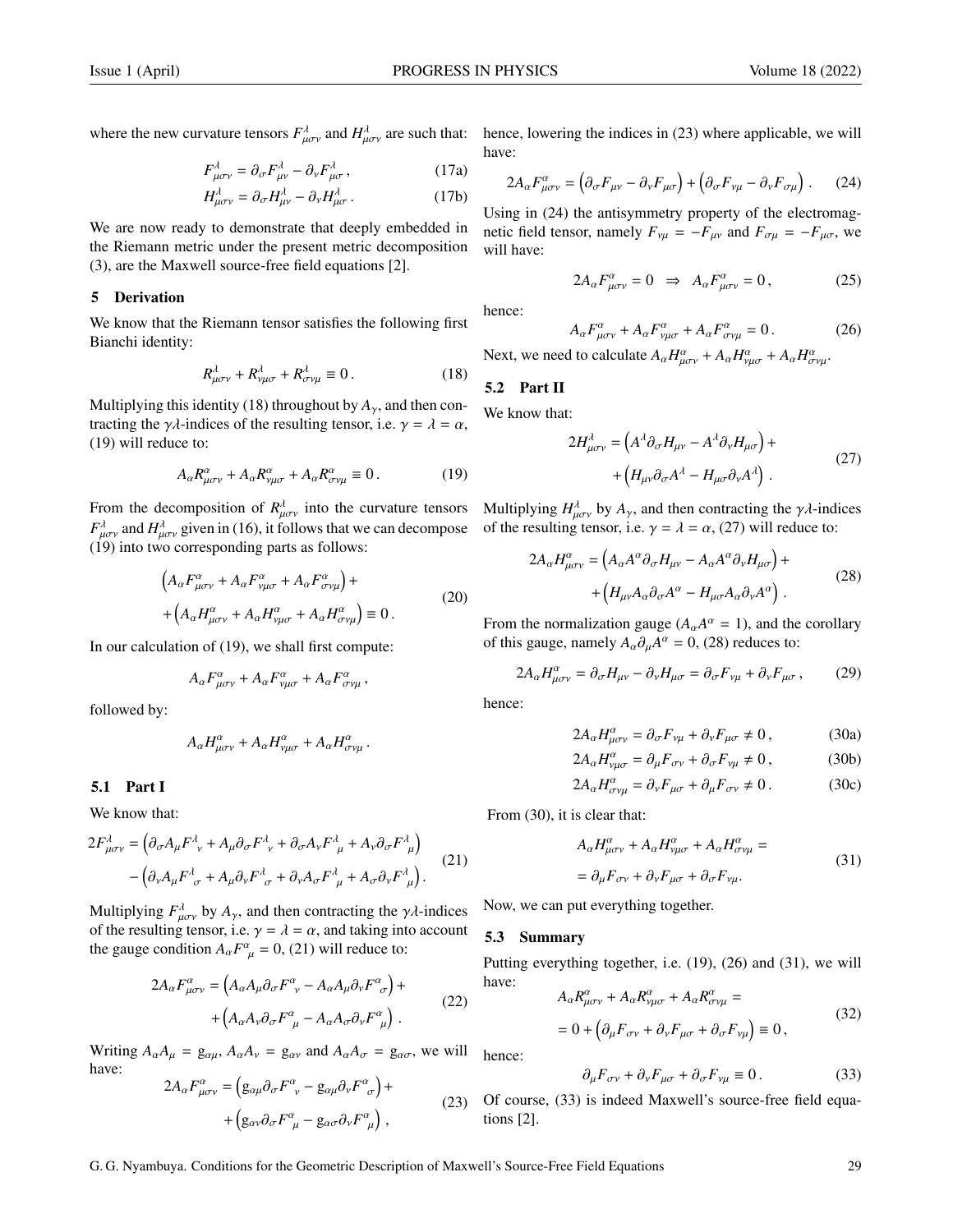where the new curvature tensors $F^{\lambda}_{\mu\sigma\nu}$ and $H^{\lambda}_{\mu\sigma\nu}$ are such that:

$$F^{\lambda}_{\mu\sigma\nu} = \partial_{\sigma} F^{\lambda}_{\mu\nu} - \partial_{\nu} F^{\lambda}_{\mu\sigma}\,, \tag{17a}$$

$$H^{\lambda}_{\mu\sigma\nu} = \partial_{\sigma} H^{\lambda}_{\mu\nu} - \partial_{\nu} H^{\lambda}_{\mu\sigma}\,. \tag{17b}$$

We are now ready to demonstrate that deeply embedded in the Riemann metric under the present metric decomposition (3), are the Maxwell source-free field equations [2].

## 5 Derivation

We know that the Riemann tensor satisfies the following first Bianchi identity:

$$R^{\lambda}_{\mu\sigma\nu} + R^{\lambda}_{\nu\mu\sigma} + R^{\lambda}_{\sigma\nu\mu} \equiv 0\,. \tag{18}$$

Multiplying this identity (18) throughout by $A_{\gamma}$, and then contracting the $\gamma\lambda$-indices of the resulting tensor, i.e. $\gamma = \lambda = \alpha$, (19) will reduce to:

$$A_{\alpha} R^{\alpha}_{\mu\sigma\nu} + A_{\alpha} R^{\alpha}_{\nu\mu\sigma} + A_{\alpha} R^{\alpha}_{\sigma\nu\mu} \equiv 0\,. \tag{19}$$

From the decomposition of $R^{\lambda}_{\mu\sigma\nu}$ into the curvature tensors $F^{\lambda}_{\mu\sigma\nu}$ and $H^{\lambda}_{\mu\sigma\nu}$ given in (16), it follows that we can decompose (19) into two corresponding parts as follows:

$$\begin{aligned}&\left(A_{\alpha} F^{\alpha}_{\mu\sigma\nu} + A_{\alpha} F^{\alpha}_{\nu\mu\sigma} + A_{\alpha} F^{\alpha}_{\sigma\nu\mu}\right) + \\ &+ \left(A_{\alpha} H^{\alpha}_{\mu\sigma\nu} + A_{\alpha} H^{\alpha}_{\nu\mu\sigma} + A_{\alpha} H^{\alpha}_{\sigma\nu\mu}\right) \equiv 0\,.\end{aligned} \tag{20}$$

In our calculation of (19), we shall first compute:

$$A_{\alpha} F^{\alpha}_{\mu\sigma\nu} + A_{\alpha} F^{\alpha}_{\nu\mu\sigma} + A_{\alpha} F^{\alpha}_{\sigma\nu\mu}\,,$$

followed by:

$$A_{\alpha} H^{\alpha}_{\mu\sigma\nu} + A_{\alpha} H^{\alpha}_{\nu\mu\sigma} + A_{\alpha} H^{\alpha}_{\sigma\nu\mu}\,.$$

### 5.1 Part I

We know that:

$$\begin{aligned}2F^{\lambda}_{\mu\sigma\nu} = &\left(\partial_{\sigma} A_{\mu} F^{\lambda}{}_{\nu} + A_{\mu} \partial_{\sigma} F^{\lambda}{}_{\nu} + \partial_{\sigma} A_{\nu} F^{\lambda}{}_{\mu} + A_{\nu} \partial_{\sigma} F^{\lambda}{}_{\mu}\right) \\ &- \left(\partial_{\nu} A_{\mu} F^{\lambda}{}_{\sigma} + A_{\mu} \partial_{\nu} F^{\lambda}{}_{\sigma} + \partial_{\nu} A_{\sigma} F^{\lambda}{}_{\mu} + A_{\sigma} \partial_{\nu} F^{\lambda}{}_{\mu}\right).\end{aligned} \tag{21}$$

Multiplying $F^{\lambda}_{\mu\sigma\nu}$ by $A_{\gamma}$, and then contracting the $\gamma\lambda$-indices of the resulting tensor, i.e. $\gamma = \lambda = \alpha$, and taking into account the gauge condition $A_{\alpha} F^{\alpha}{}_{\mu} = 0$, (21) will reduce to:

$$\begin{aligned}2A_{\alpha} F^{\alpha}_{\mu\sigma\nu} = &\left(A_{\alpha} A_{\mu} \partial_{\sigma} F^{\alpha}{}_{\nu} - A_{\alpha} A_{\mu} \partial_{\nu} F^{\alpha}{}_{\sigma}\right) + \\ &+ \left(A_{\alpha} A_{\nu} \partial_{\sigma} F^{\alpha}{}_{\mu} - A_{\alpha} A_{\sigma} \partial_{\nu} F^{\alpha}{}_{\mu}\right)\,.\end{aligned} \tag{22}$$

Writing $A_{\alpha} A_{\mu} = \mathrm{g}_{\alpha\mu}$, $A_{\alpha} A_{\nu} = \mathrm{g}_{\alpha\nu}$ and $A_{\alpha} A_{\sigma} = \mathrm{g}_{\alpha\sigma}$, we will have:

$$\begin{aligned}2A_{\alpha} F^{\alpha}_{\mu\sigma\nu} = &\left(\mathrm{g}_{\alpha\mu} \partial_{\sigma} F^{\alpha}{}_{\nu} - \mathrm{g}_{\alpha\mu} \partial_{\nu} F^{\alpha}{}_{\sigma}\right) + \\ &+ \left(\mathrm{g}_{\alpha\nu} \partial_{\sigma} F^{\alpha}{}_{\mu} - \mathrm{g}_{\alpha\sigma} \partial_{\nu} F^{\alpha}{}_{\mu}\right),\end{aligned} \tag{23}$$

hence, lowering the indices in (23) where applicable, we will have:

$$2A_{\alpha} F^{\alpha}_{\mu\sigma\nu} = \left(\partial_{\sigma} F_{\mu\nu} - \partial_{\nu} F_{\mu\sigma}\right) + \left(\partial_{\sigma} F_{\nu\mu} - \partial_{\nu} F_{\sigma\mu}\right)\,. \tag{24}$$

Using in (24) the antisymmetry property of the electromagnetic field tensor, namely $F_{\nu\mu} = -F_{\mu\nu}$ and $F_{\sigma\mu} = -F_{\mu\sigma}$, we will have:

$$2A_{\alpha} F^{\alpha}_{\mu\sigma\nu} = 0 \;\;\Rightarrow\;\; A_{\alpha} F^{\alpha}_{\mu\sigma\nu} = 0\,, \tag{25}$$

hence:

$$A_{\alpha} F^{\alpha}_{\mu\sigma\nu} + A_{\alpha} F^{\alpha}_{\nu\mu\sigma} + A_{\alpha} F^{\alpha}_{\sigma\nu\mu} = 0\,. \tag{26}$$

Next, we need to calculate $A_{\alpha} H^{\alpha}_{\mu\sigma\nu} + A_{\alpha} H^{\alpha}_{\nu\mu\sigma} + A_{\alpha} H^{\alpha}_{\sigma\nu\mu}$.

### 5.2 Part II

We know that:

$$\begin{aligned}2H^{\lambda}_{\mu\sigma\nu} = &\left(A^{\lambda} \partial_{\sigma} H_{\mu\nu} - A^{\lambda} \partial_{\nu} H_{\mu\sigma}\right) + \\ &+ \left(H_{\mu\nu} \partial_{\sigma} A^{\lambda} - H_{\mu\sigma} \partial_{\nu} A^{\lambda}\right)\,.\end{aligned} \tag{27}$$

Multiplying $H^{\lambda}_{\mu\sigma\nu}$ by $A_{\gamma}$, and then contracting the $\gamma\lambda$-indices of the resulting tensor, i.e. $\gamma = \lambda = \alpha$, (27) will reduce to:

$$\begin{aligned}2A_{\alpha} H^{\alpha}_{\mu\sigma\nu} = &\left(A_{\alpha} A^{\alpha} \partial_{\sigma} H_{\mu\nu} - A_{\alpha} A^{\alpha} \partial_{\nu} H_{\mu\sigma}\right) + \\ &+ \left(H_{\mu\nu} A_{\alpha} \partial_{\sigma} A^{\alpha} - H_{\mu\sigma} A_{\alpha} \partial_{\nu} A^{\alpha}\right)\,.\end{aligned} \tag{28}$$

From the normalization gauge ($A_{\alpha} A^{\alpha} = 1$), and the corollary of this gauge, namely $A_{\alpha} \partial_{\mu} A^{\alpha} = 0$, (28) reduces to:

$$2A_{\alpha} H^{\alpha}_{\mu\sigma\nu} = \partial_{\sigma} H_{\mu\nu} - \partial_{\nu} H_{\mu\sigma} = \partial_{\sigma} F_{\nu\mu} + \partial_{\nu} F_{\mu\sigma}\,, \tag{29}$$

hence:

$$2A_{\alpha} H^{\alpha}_{\mu\sigma\nu} = \partial_{\sigma} F_{\nu\mu} + \partial_{\nu} F_{\mu\sigma} \neq 0\,, \tag{30a}$$

$$2A_{\alpha} H^{\alpha}_{\nu\mu\sigma} = \partial_{\mu} F_{\sigma\nu} + \partial_{\sigma} F_{\nu\mu} \neq 0\,, \tag{30b}$$

$$2A_{\alpha} H^{\alpha}_{\sigma\nu\mu} = \partial_{\nu} F_{\mu\sigma} + \partial_{\mu} F_{\sigma\nu} \neq 0\,. \tag{30c}$$

From (30), it is clear that:

$$\begin{aligned}&A_{\alpha} H^{\alpha}_{\mu\sigma\nu} + A_{\alpha} H^{\alpha}_{\nu\mu\sigma} + A_{\alpha} H^{\alpha}_{\sigma\nu\mu} = \\ &= \partial_{\mu} F_{\sigma\nu} + \partial_{\nu} F_{\mu\sigma} + \partial_{\sigma} F_{\nu\mu}.\end{aligned} \tag{31}$$

Now, we can put everything together.

### 5.3 Summary

Putting everything together, i.e. (19), (26) and (31), we will have:

$$\begin{aligned}&A_{\alpha} R^{\alpha}_{\mu\sigma\nu} + A_{\alpha} R^{\alpha}_{\nu\mu\sigma} + A_{\alpha} R^{\alpha}_{\sigma\nu\mu} = \\ &= 0 + \left(\partial_{\mu} F_{\sigma\nu} + \partial_{\nu} F_{\mu\sigma} + \partial_{\sigma} F_{\nu\mu}\right) \equiv 0\,,\end{aligned} \tag{32}$$

hence:

$$\partial_{\mu} F_{\sigma\nu} + \partial_{\nu} F_{\mu\sigma} + \partial_{\sigma} F_{\nu\mu} \equiv 0\,. \tag{33}$$

Of course, (33) is indeed Maxwell's source-free field equations [2].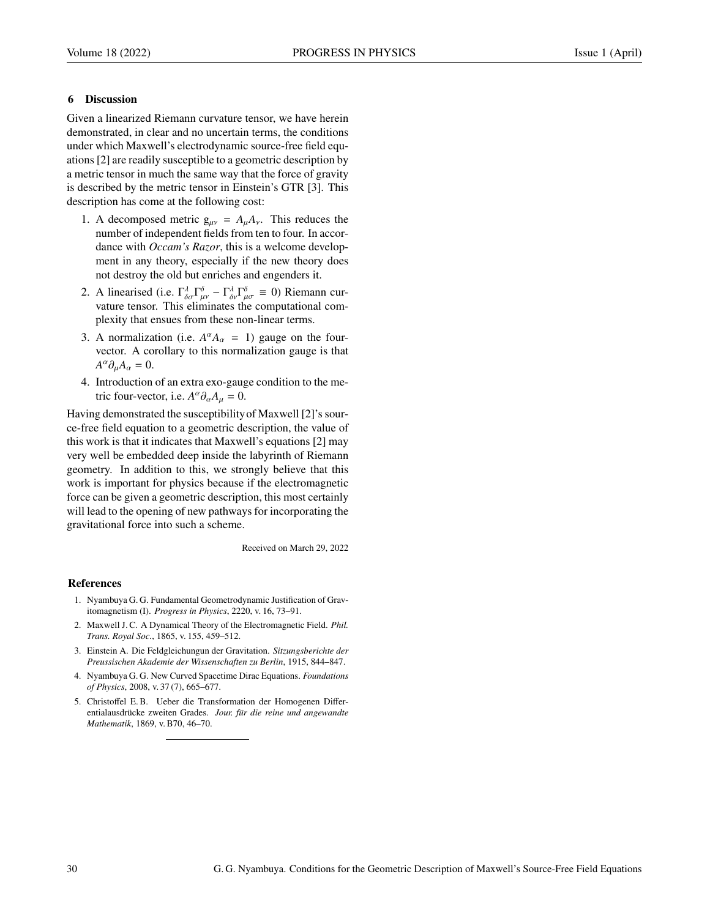## 6 Discussion

Given a linearized Riemann curvature tensor, we have herein demonstrated, in clear and no uncertain terms, the conditions under which Maxwell's electrodynamic source-free field equations [2] are readily susceptible to a geometric description by a metric tensor in much the same way that the force of gravity is described by the metric tensor in Einstein's GTR [3]. This description has come at the following cost:

1. A decomposed metric $g_{\mu\nu} = A_\mu A_\nu$. This reduces the number of independent fields from ten to four. In accordance with *Occam's Razor*, this is a welcome development in any theory, especially if the new theory does not destroy the old but enriches and engenders it.
2. A linearised (i.e. $\Gamma^{\lambda}_{\delta\sigma}\Gamma^{\delta}_{\mu\nu} - \Gamma^{\lambda}_{\delta\nu}\Gamma^{\delta}_{\mu\sigma} \equiv 0$) Riemann curvature tensor. This eliminates the computational complexity that ensues from these non-linear terms.
3. A normalization (i.e. $A^\alpha A_\alpha = 1$) gauge on the four-vector. A corollary to this normalization gauge is that $A^\alpha \partial_\mu A_\alpha = 0$.
4. Introduction of an extra exo-gauge condition to the metric four-vector, i.e. $A^\alpha \partial_\alpha A_\mu = 0$.

Having demonstrated the susceptibility of Maxwell [2]'s source-free field equation to a geometric description, the value of this work is that it indicates that Maxwell's equations [2] may very well be embedded deep inside the labyrinth of Riemann geometry. In addition to this, we strongly believe that this work is important for physics because if the electromagnetic force can be given a geometric description, this most certainly will lead to the opening of new pathways for incorporating the gravitational force into such a scheme.

Received on March 29, 2022

## References

1. Nyambuya G. G. Fundamental Geometrodynamic Justification of Gravitomagnetism (I). *Progress in Physics*, 2220, v. 16, 73–91.
2. Maxwell J. C. A Dynamical Theory of the Electromagnetic Field. *Phil. Trans. Royal Soc.*, 1865, v. 155, 459–512.
3. Einstein A. Die Feldgleichungun der Gravitation. *Sitzungsberichte der Preussischen Akademie der Wissenschaften zu Berlin*, 1915, 844–847.
4. Nyambuya G. G. New Curved Spacetime Dirac Equations. *Foundations of Physics*, 2008, v. 37 (7), 665–677.
5. Christoffel E. B. Ueber die Transformation der Homogenen Differentialausdrücke zweiten Grades. *Jour. für die reine und angewandte Mathematik*, 1869, v. B70, 46–70.